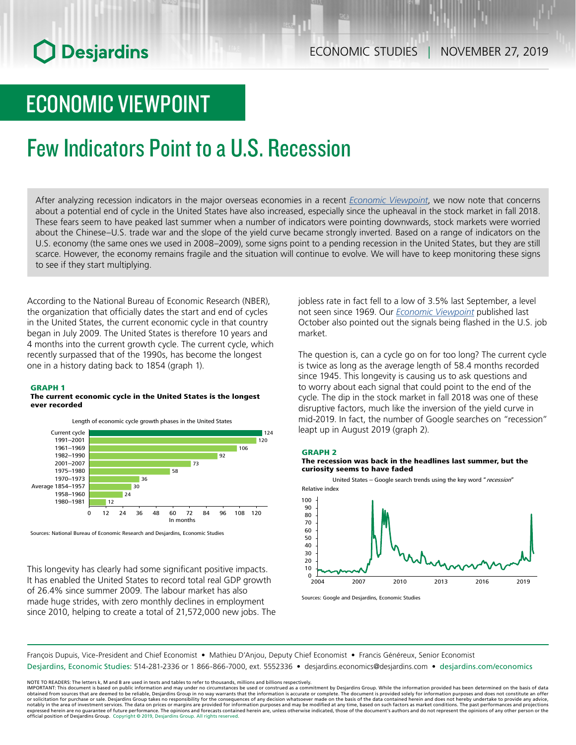# ECONOMIC VIEWPOINT

# Few Indicators Point to a U.S. Recession

After analyzing recession indicators in the major overseas economies in a recent *Economic Viewpoint*, we now note that concerns about a potential end of cycle in the United States have also increased, especially since the upheaval in the stock market in fall 2018. These fears seem to have peaked last summer when a number of indicators were pointing downwards, stock markets were worried about the Chinese–U.S. trade war and the slope of the yield curve became strongly inverted. Based on a range of indicators on the U.S. economy (the same ones we used in 2008–2009), some signs point to a pending recession in the United States, but they are still scarce. However, the economy remains fragile and the situation will continue to evolve. We will have to keep monitoring these signs to see if they start multiplying.

According to the National Bureau of Economic Research (NBER), the organization that officially dates the start and end of cycles in the United States, the current economic cycle in that country began in July 2009. The United States is therefore 10 years and 4 months into the current growth cycle. The current cycle, which recently surpassed that of the 1990s, has become the longest one in a history dating back to 1854 (graph 1).

**GRAPH 1**
**The current economic cycle in the United States is the longest ever recorded**

Length of economic cycle growth phases in the United States

| Period | In months |
|---|---|
| Current cycle | 124 |
| 1991–2001 | 120 |
| 1961–1969 | 106 |
| 1982–1990 | 92 |
| 2001–2007 | 73 |
| 1975–1980 | 58 |
| 1970–1973 | 36 |
| Average 1854–1957 | 30 |
| 1958–1960 | 24 |
| 1980–1981 | 12 |

Sources: National Bureau of Economic Research and Desjardins, Economic Studies

This longevity has clearly had some significant positive impacts. It has enabled the United States to record total real GDP growth of 26.4% since summer 2009. The labour market has also made huge strides, with zero monthly declines in employment since 2010, helping to create a total of 21,572,000 new jobs. The jobless rate in fact fell to a low of 3.5% last September, a level not seen since 1969. Our *Economic Viewpoint* published last October also pointed out the signals being flashed in the U.S. job market.

The question is, can a cycle go on for too long? The current cycle is twice as long as the average length of 58.4 months recorded since 1945. This longevity is causing us to ask questions and to worry about each signal that could point to the end of the cycle. The dip in the stock market in fall 2018 was one of these disruptive factors, much like the inversion of the yield curve in mid-2019. In fact, the number of Google searches on "recession" leapt up in August 2019 (graph 2).

**GRAPH 2**
**The recession was back in the headlines last summer, but the curiosity seems to have faded**

United States – Google search trends using the key word "*recession*"

Sources: Google and Desjardins, Economic Studies

François Dupuis, Vice-President and Chief Economist • Mathieu D'Anjou, Deputy Chief Economist • Francis Généreux, Senior Economist
Desjardins, Economic Studies: 514-281-2336 or 1 866-866-7000, ext. 5552336 • desjardins.economics@desjardins.com • desjardins.com/economics

NOTE TO READERS: The letters k, M and B are used in texts and tables to refer to thousands, millions and billions respectively.
IMPORTANT: This document is based on public information and may under no circumstances be used or construed as a commitment by Desjardins Group. While the information provided has been determined on the basis of data obtained from sources that are deemed to be reliable, Desjardins Group in no way warrants that the information is accurate or complete. The document is provided solely for information purposes and does not constitute an offer or solicitation for purchase or sale. Desjardins Group takes no responsibility for the consequences of any decision whatsoever made on the basis of the data contained herein and does not hereby undertake to provide any advice, notably in the area of investment services. The data on prices or margins are provided for information purposes and may be modified at any time, based on such factors as market conditions. The past performances and projections expressed herein are no guarantee of future performance. The opinions and forecasts contained herein are, unless otherwise indicated, those of the document's authors and do not represent the opinions of any other person or the official position of Desjardins Group. Copyright © 2019, Desjardins Group. All rights reserved.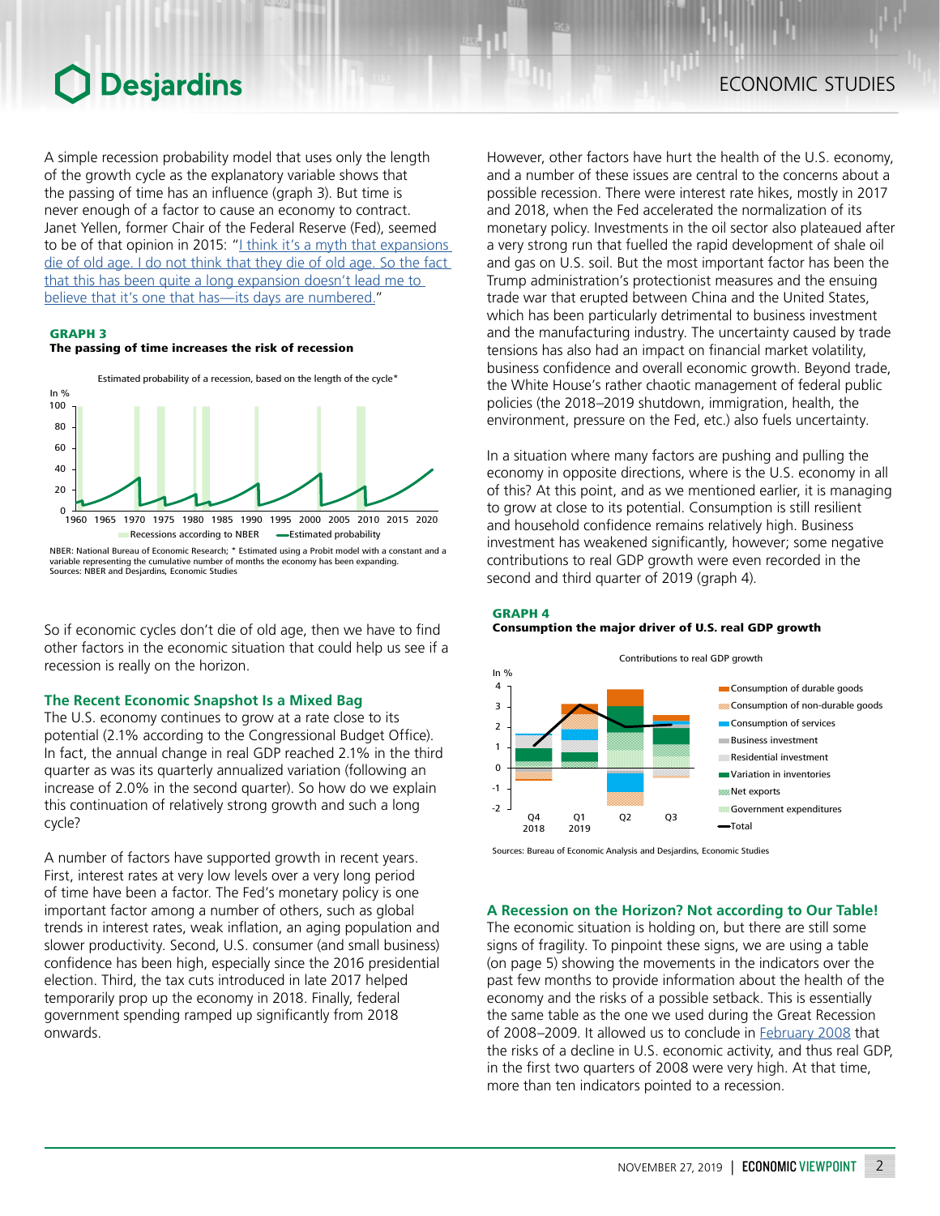A simple recession probability model that uses only the length of the growth cycle as the explanatory variable shows that the passing of time has an influence (graph 3). But time is never enough of a factor to cause an economy to contract. Janet Yellen, former Chair of the Federal Reserve (Fed), seemed to be of that opinion in 2015: "I think it's a myth that expansions die of old age. I do not think that they die of old age. So the fact that this has been quite a long expansion doesn't lead me to believe that it's one that has—its days are numbered."

**GRAPH 3**
**The passing of time increases the risk of recession**

NBER: National Bureau of Economic Research; * Estimated using a Probit model with a constant and a variable representing the cumulative number of months the economy has been expanding.
Sources: NBER and Desjardins, Economic Studies

So if economic cycles don't die of old age, then we have to find other factors in the economic situation that could help us see if a recession is really on the horizon.

### The Recent Economic Snapshot Is a Mixed Bag

The U.S. economy continues to grow at a rate close to its potential (2.1% according to the Congressional Budget Office). In fact, the annual change in real GDP reached 2.1% in the third quarter as was its quarterly annualized variation (following an increase of 2.0% in the second quarter). So how do we explain this continuation of relatively strong growth and such a long cycle?

A number of factors have supported growth in recent years. First, interest rates at very low levels over a very long period of time have been a factor. The Fed's monetary policy is one important factor among a number of others, such as global trends in interest rates, weak inflation, an aging population and slower productivity. Second, U.S. consumer (and small business) confidence has been high, especially since the 2016 presidential election. Third, the tax cuts introduced in late 2017 helped temporarily prop up the economy in 2018. Finally, federal government spending ramped up significantly from 2018 onwards.

However, other factors have hurt the health of the U.S. economy, and a number of these issues are central to the concerns about a possible recession. There were interest rate hikes, mostly in 2017 and 2018, when the Fed accelerated the normalization of its monetary policy. Investments in the oil sector also plateaued after a very strong run that fuelled the rapid development of shale oil and gas on U.S. soil. But the most important factor has been the Trump administration's protectionist measures and the ensuing trade war that erupted between China and the United States, which has been particularly detrimental to business investment and the manufacturing industry. The uncertainty caused by trade tensions has also had an impact on financial market volatility, business confidence and overall economic growth. Beyond trade, the White House's rather chaotic management of federal public policies (the 2018–2019 shutdown, immigration, health, the environment, pressure on the Fed, etc.) also fuels uncertainty.

In a situation where many factors are pushing and pulling the economy in opposite directions, where is the U.S. economy in all of this? At this point, and as we mentioned earlier, it is managing to grow at close to its potential. Consumption is still resilient and household confidence remains relatively high. Business investment has weakened significantly, however; some negative contributions to real GDP growth were even recorded in the second and third quarter of 2019 (graph 4).

**GRAPH 4**
**Consumption the major driver of U.S. real GDP growth**

Sources: Bureau of Economic Analysis and Desjardins, Economic Studies

### A Recession on the Horizon? Not according to Our Table!

The economic situation is holding on, but there are still some signs of fragility. To pinpoint these signs, we are using a table (on page 5) showing the movements in the indicators over the past few months to provide information about the health of the economy and the risks of a possible setback. This is essentially the same table as the one we used during the Great Recession of 2008–2009. It allowed us to conclude in February 2008 that the risks of a decline in U.S. economic activity, and thus real GDP, in the first two quarters of 2008 were very high. At that time, more than ten indicators pointed to a recession.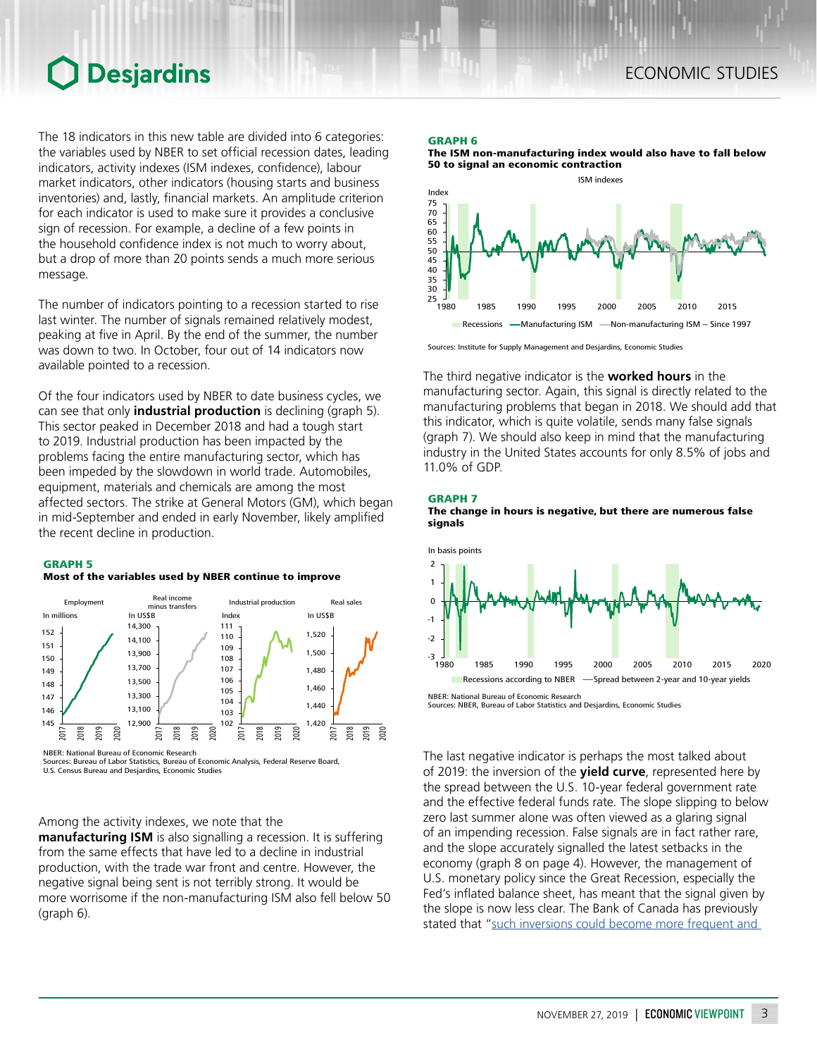The 18 indicators in this new table are divided into 6 categories: the variables used by NBER to set official recession dates, leading indicators, activity indexes (ISM indexes, confidence), labour market indicators, other indicators (housing starts and business inventories) and, lastly, financial markets. An amplitude criterion for each indicator is used to make sure it provides a conclusive sign of recession. For example, a decline of a few points in the household confidence index is not much to worry about, but a drop of more than 20 points sends a much more serious message.

The number of indicators pointing to a recession started to rise last winter. The number of signals remained relatively modest, peaking at five in April. By the end of the summer, the number was down to two. In October, four out of 14 indicators now available pointed to a recession.

Of the four indicators used by NBER to date business cycles, we can see that only **industrial production** is declining (graph 5). This sector peaked in December 2018 and had a tough start to 2019. Industrial production has been impacted by the problems facing the entire manufacturing sector, which has been impeded by the slowdown in world trade. Automobiles, equipment, materials and chemicals are among the most affected sectors. The strike at General Motors (GM), which began in mid-September and ended in early November, likely amplified the recent decline in production.

**GRAPH 5**
**Most of the variables used by NBER continue to improve**

NBER: National Bureau of Economic Research
Sources: Bureau of Labor Statistics, Bureau of Economic Analysis, Federal Reserve Board, U.S. Census Bureau and Desjardins, Economic Studies

Among the activity indexes, we note that the **manufacturing ISM** is also signalling a recession. It is suffering from the same effects that have led to a decline in industrial production, with the trade war front and centre. However, the negative signal being sent is not terribly strong. It would be more worrisome if the non-manufacturing ISM also fell below 50 (graph 6).

**GRAPH 6**
**The ISM non-manufacturing index would also have to fall below 50 to signal an economic contraction**

Sources: Institute for Supply Management and Desjardins, Economic Studies

The third negative indicator is the **worked hours** in the manufacturing sector. Again, this signal is directly related to the manufacturing problems that began in 2018. We should add that this indicator, which is quite volatile, sends many false signals (graph 7). We should also keep in mind that the manufacturing industry in the United States accounts for only 8.5% of jobs and 11.0% of GDP.

**GRAPH 7**
**The change in hours is negative, but there are numerous false signals**

NBER: National Bureau of Economic Research
Sources: NBER, Bureau of Labor Statistics and Desjardins, Economic Studies

The last negative indicator is perhaps the most talked about of 2019: the inversion of the **yield curve**, represented here by the spread between the U.S. 10-year federal government rate and the effective federal funds rate. The slope slipping to below zero last summer alone was often viewed as a glaring signal of an impending recession. False signals are in fact rather rare, and the slope accurately signalled the latest setbacks in the economy (graph 8 on page 4). However, the management of U.S. monetary policy since the Great Recession, especially the Fed's inflated balance sheet, has meant that the signal given by the slope is now less clear. The Bank of Canada has previously stated that "such inversions could become more frequent and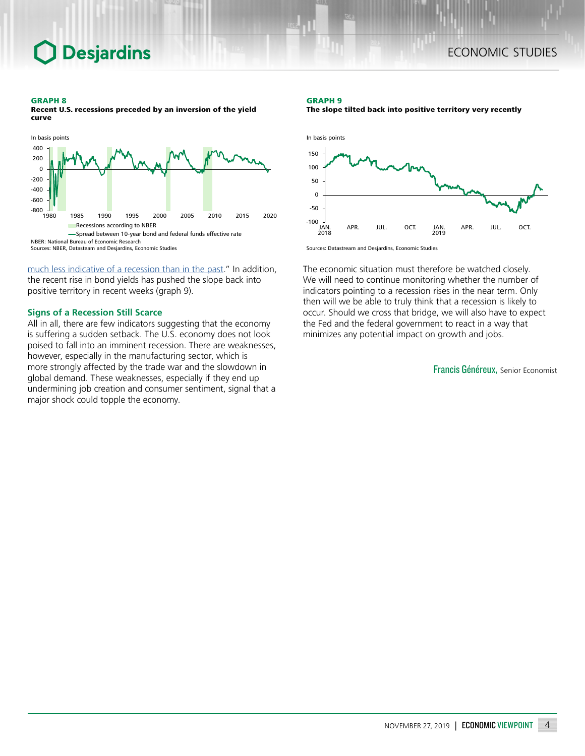**GRAPH 8**
**Recent U.S. recessions preceded by an inversion of the yield curve**

In basis points

Recessions according to NBER
Spread between 10-year bond and federal funds effective rate

NBER: National Bureau of Economic Research
Sources: NBER, Datasteam and Desjardins, Economic Studies

**GRAPH 9**
**The slope tilted back into positive territory very recently**

In basis points

Sources: Datastream and Desjardins, Economic Studies

much less indicative of a recession than in the past." In addition, the recent rise in bond yields has pushed the slope back into positive territory in recent weeks (graph 9).

### Signs of a Recession Still Scarce

All in all, there are few indicators suggesting that the economy is suffering a sudden setback. The U.S. economy does not look poised to fall into an imminent recession. There are weaknesses, however, especially in the manufacturing sector, which is more strongly affected by the trade war and the slowdown in global demand. These weaknesses, especially if they end up undermining job creation and consumer sentiment, signal that a major shock could topple the economy.

The economic situation must therefore be watched closely. We will need to continue monitoring whether the number of indicators pointing to a recession rises in the near term. Only then will we be able to truly think that a recession is likely to occur. Should we cross that bridge, we will also have to expect the Fed and the federal government to react in a way that minimizes any potential impact on growth and jobs.

**Francis Généreux,** Senior Economist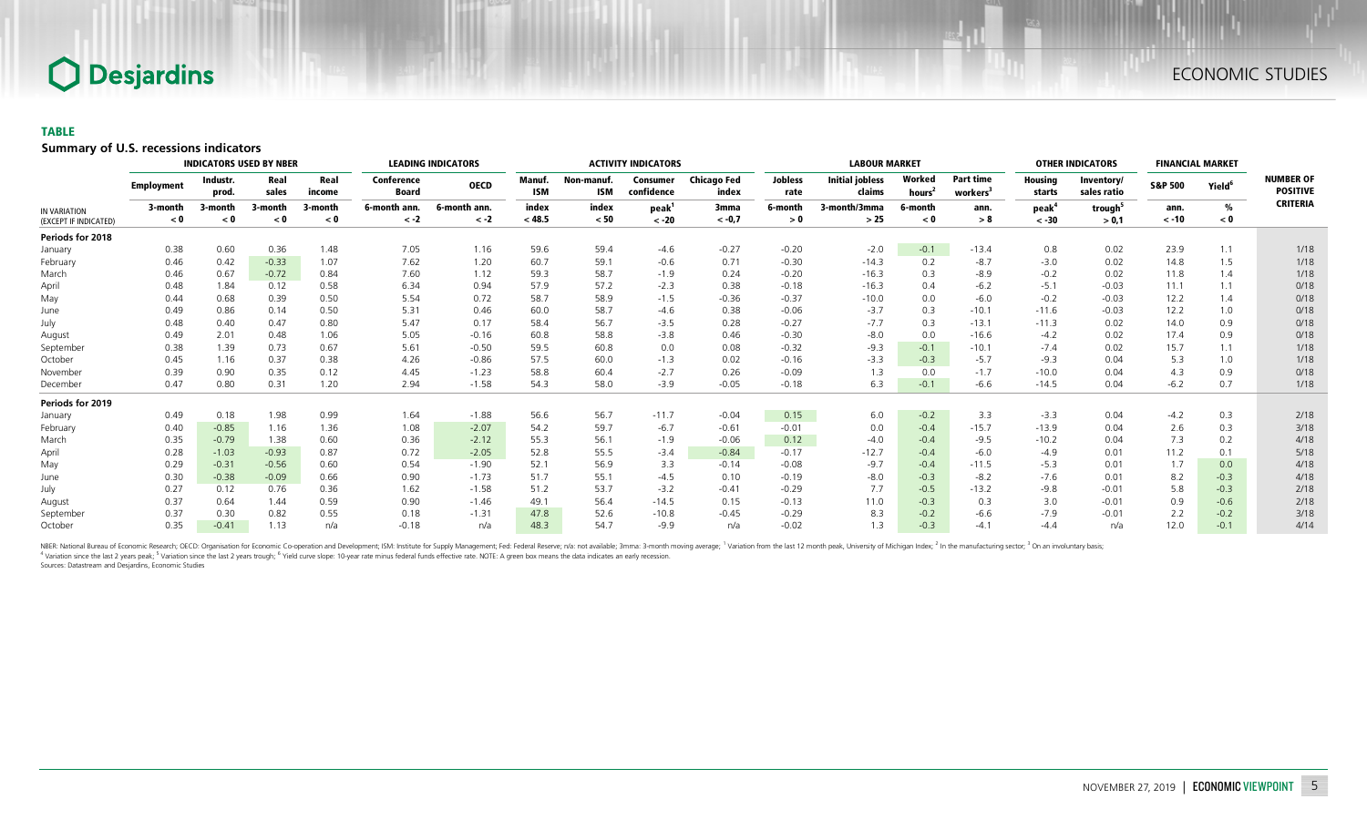**TABLE**

**Summary of U.S. recessions indicators**

| | INDICATORS USED BY NBER | | | | LEADING INDICATORS | | ACTIVITY INDICATORS | | | | LABOUR MARKET | | | | OTHER INDICATORS | | FINANCIAL MARKET | | |
|---|---|---|---|---|---|---|---|---|---|---|---|---|---|---|---|---|---|---|---|
| | Employment | Industr. prod. | Real sales | Real income | Conference Board | OECD | Manuf. ISM | Non-manuf. ISM | Consumer confidence | Chicago Fed index | Jobless rate | Initial jobless claims | Worked hours[2] | Part time workers[3] | Housing starts | Inventory/ sales ratio | S&P 500 | Yield[6] | NUMBER OF POSITIVE CRITERIA |
| IN VARIATION (EXCEPT IF INDICATED) | 3-month < 0 | 3-month < 0 | 3-month < 0 | 3-month < 0 | 6-month ann. < -2 | 6-month ann. < -2 | index < 48.5 | index < 50 | peak[1] < -20 | 3mma < -0,7 | 6-month > 0 | 3-month/3mma > 25 | 6-month < 0 | ann. > 8 | peak[4] < -30 | trough[5] > 0,1 | ann. < -10 | % < 0 | |
| **Periods for 2018** | | | | | | | | | | | | | | | | | | | |
| January | 0.38 | 0.60 | 0.36 | 1.48 | 7.05 | 1.16 | 59.6 | 59.4 | -4.6 | -0.27 | -0.20 | -2.0 | -0.1 | -13.4 | 0.8 | 0.02 | 23.9 | 1.1 | 1/18 |
| February | 0.46 | 0.42 | -0.33 | 1.07 | 7.62 | 1.20 | 60.7 | 59.1 | -0.6 | 0.71 | -0.30 | -14.3 | 0.2 | -8.7 | -3.0 | 0.02 | 14.8 | 1.5 | 1/18 |
| March | 0.46 | 0.67 | -0.72 | 0.84 | 7.60 | 1.12 | 59.3 | 58.7 | -1.9 | 0.24 | -0.20 | -16.3 | 0.3 | -8.9 | -0.2 | 0.02 | 11.8 | 1.4 | 1/18 |
| April | 0.48 | 1.84 | 0.12 | 0.58 | 6.34 | 0.94 | 57.9 | 57.2 | -2.3 | 0.38 | -0.18 | -16.3 | 0.4 | -6.2 | -5.1 | -0.03 | 11.1 | 1.1 | 0/18 |
| May | 0.44 | 0.68 | 0.39 | 0.50 | 5.54 | 0.72 | 58.7 | 58.9 | -1.5 | -0.36 | -0.37 | -10.0 | 0.0 | -6.0 | -0.2 | -0.03 | 12.2 | 1.4 | 0/18 |
| June | 0.49 | 0.86 | 0.14 | 0.50 | 5.31 | 0.46 | 60.0 | 58.7 | -4.6 | 0.38 | -0.06 | -3.7 | 0.3 | -10.1 | -11.6 | -0.03 | 12.2 | 1.0 | 0/18 |
| July | 0.48 | 0.40 | 0.47 | 0.80 | 5.47 | 0.17 | 58.4 | 56.7 | -3.5 | 0.28 | -0.27 | -7.7 | 0.3 | -13.1 | -11.3 | 0.02 | 14.0 | 0.9 | 0/18 |
| August | 0.49 | 2.01 | 0.48 | 1.06 | 5.05 | -0.16 | 60.8 | 58.8 | -3.8 | 0.46 | -0.30 | -8.0 | 0.0 | -16.6 | -4.2 | 0.02 | 17.4 | 0.9 | 0/18 |
| September | 0.38 | 1.39 | 0.73 | 0.67 | 5.61 | -0.50 | 59.5 | 60.8 | 0.0 | 0.08 | -0.32 | -9.3 | -0.1 | -10.1 | -7.4 | 0.02 | 15.7 | 1.1 | 1/18 |
| October | 0.45 | 1.16 | 0.37 | 0.38 | 4.26 | -0.86 | 57.5 | 60.0 | -1.3 | 0.02 | -0.16 | -3.3 | -0.3 | -5.7 | -9.3 | 0.04 | 5.3 | 1.0 | 1/18 |
| November | 0.39 | 0.90 | 0.35 | 0.12 | 4.45 | -1.23 | 58.8 | 60.4 | -2.7 | 0.26 | -0.09 | 1.3 | 0.0 | -1.7 | -10.0 | 0.04 | 4.3 | 0.9 | 0/18 |
| December | 0.47 | 0.80 | 0.31 | 1.20 | 2.94 | -1.58 | 54.3 | 58.0 | -3.9 | -0.05 | -0.18 | 6.3 | -0.1 | -6.6 | -14.5 | 0.04 | -6.2 | 0.7 | 1/18 |
| **Periods for 2019** | | | | | | | | | | | | | | | | | | | |
| January | 0.49 | 0.18 | 1.98 | 0.99 | 1.64 | -1.88 | 56.6 | 56.7 | -11.7 | -0.04 | 0.15 | 6.0 | -0.2 | 3.3 | -3.3 | 0.04 | -4.2 | 0.3 | 2/18 |
| February | 0.40 | -0.85 | 1.16 | 1.36 | 1.08 | -2.07 | 54.2 | 59.7 | -6.7 | -0.61 | -0.01 | 0.0 | -0.4 | -15.7 | -13.9 | 0.04 | 2.6 | 0.3 | 3/18 |
| March | 0.35 | -0.79 | 1.38 | 0.60 | 0.36 | -2.12 | 55.3 | 56.1 | -1.9 | -0.06 | 0.12 | -4.0 | -0.4 | -9.5 | -10.2 | 0.04 | 7.3 | 0.2 | 4/18 |
| April | 0.28 | -1.03 | -0.93 | 0.87 | 0.72 | -2.05 | 52.8 | 55.5 | -3.4 | -0.84 | -0.17 | -12.7 | -0.4 | -6.0 | -4.9 | 0.01 | 11.2 | 0.1 | 5/18 |
| May | 0.29 | -0.31 | -0.56 | 0.60 | 0.54 | -1.90 | 52.1 | 56.9 | 3.3 | -0.14 | -0.08 | -9.7 | -0.4 | -11.5 | -5.3 | 0.01 | 1.7 | 0.0 | 4/18 |
| June | 0.30 | -0.38 | -0.09 | 0.66 | 0.90 | -1.73 | 51.7 | 55.1 | -4.5 | 0.10 | -0.19 | -8.0 | -0.3 | -8.2 | -7.6 | 0.01 | 8.2 | -0.3 | 4/18 |
| July | 0.27 | 0.12 | 0.76 | 0.36 | 1.62 | -1.58 | 51.2 | 53.7 | -3.2 | -0.41 | -0.29 | 7.7 | -0.5 | -13.2 | -9.8 | -0.01 | 5.8 | -0.3 | 2/18 |
| August | 0.37 | 0.64 | 1.44 | 0.59 | 0.90 | -1.46 | 49.1 | 56.4 | -14.5 | 0.15 | -0.13 | 11.0 | -0.3 | 0.3 | 3.0 | -0.01 | 0.9 | -0.6 | 2/18 |
| September | 0.37 | 0.30 | 0.82 | 0.55 | 0.18 | -1.31 | 47.8 | 52.6 | -10.8 | -0.45 | -0.29 | 8.3 | -0.2 | -6.6 | -7.9 | -0.01 | 2.2 | -0.2 | 3/18 |
| October | 0.35 | -0.41 | 1.13 | n/a | -0.18 | n/a | 48.3 | 54.7 | -9.9 | n/a | -0.02 | 1.3 | -0.3 | -4.1 | -4.4 | n/a | 12.0 | -0.1 | 4/14 |

NBER: National Bureau of Economic Research; OECD: Organisation for Economic Co-operation and Development; ISM: Institute for Supply Management; Fed: Federal Reserve; n/a: not available; 3mma: 3-month moving average; [1] Variation from the last 12 month peak, University of Michigan Index; [2] In the manufacturing sector; [3] On an involuntary basis; [4] Variation since the last 2 years peak; [5] Variation since the last 2 years trough; [6] Yield curve slope: 10-year rate minus federal funds effective rate. NOTE: A green box means the data indicates an early recession.

Sources: Datastream and Desjardins, Economic Studies